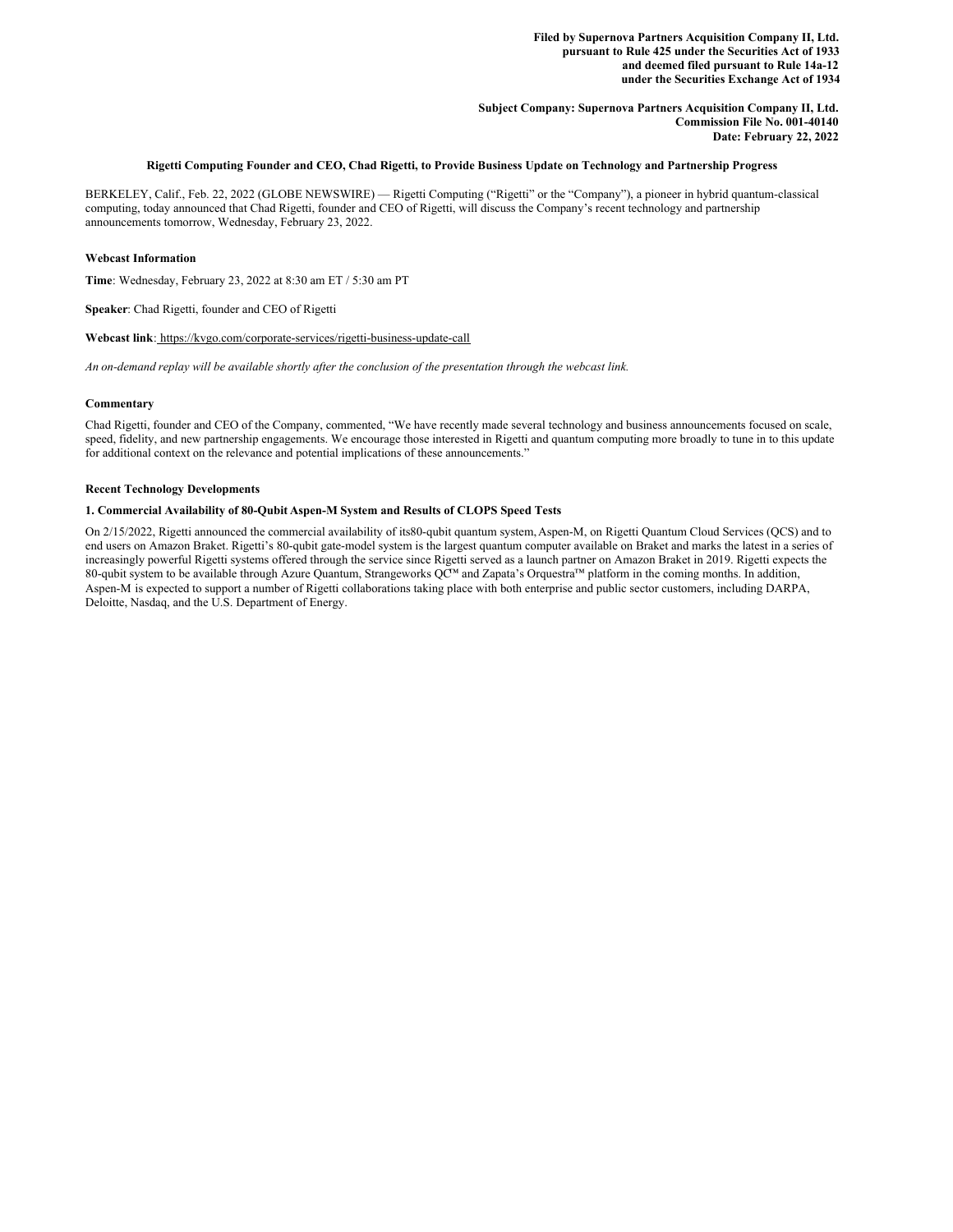**Filed by Supernova Partners Acquisition Company II, Ltd.**
**pursuant to Rule 425 under the Securities Act of 1933**
**and deemed filed pursuant to Rule 14a-12**
**under the Securities Exchange Act of 1934**

**Subject Company: Supernova Partners Acquisition Company II, Ltd.**
**Commission File No. 001-40140**
**Date: February 22, 2022**

## Rigetti Computing Founder and CEO, Chad Rigetti, to Provide Business Update on Technology and Partnership Progress

BERKELEY, Calif., Feb. 22, 2022 (GLOBE NEWSWIRE) — Rigetti Computing ("Rigetti" or the "Company"), a pioneer in hybrid quantum-classical computing, today announced that Chad Rigetti, founder and CEO of Rigetti, will discuss the Company's recent technology and partnership announcements tomorrow, Wednesday, February 23, 2022.

### Webcast Information

**Time**: Wednesday, February 23, 2022 at 8:30 am ET / 5:30 am PT

**Speaker**: Chad Rigetti, founder and CEO of Rigetti

**Webcast link**: https://kvgo.com/corporate-services/rigetti-business-update-call

*An on-demand replay will be available shortly after the conclusion of the presentation through the webcast link.*

### Commentary

Chad Rigetti, founder and CEO of the Company, commented, "We have recently made several technology and business announcements focused on scale, speed, fidelity, and new partnership engagements. We encourage those interested in Rigetti and quantum computing more broadly to tune in to this update for additional context on the relevance and potential implications of these announcements."

### Recent Technology Developments

**1. Commercial Availability of 80-Qubit Aspen-M System and Results of CLOPS Speed Tests**

On 2/15/2022, Rigetti announced the commercial availability of its80-qubit quantum system, Aspen-M, on Rigetti Quantum Cloud Services (QCS) and to end users on Amazon Braket. Rigetti's 80-qubit gate-model system is the largest quantum computer available on Braket and marks the latest in a series of increasingly powerful Rigetti systems offered through the service since Rigetti served as a launch partner on Amazon Braket in 2019. Rigetti expects the 80-qubit system to be available through Azure Quantum, Strangeworks QC™ and Zapata's Orquestra™ platform in the coming months. In addition, Aspen-M is expected to support a number of Rigetti collaborations taking place with both enterprise and public sector customers, including DARPA, Deloitte, Nasdaq, and the U.S. Department of Energy.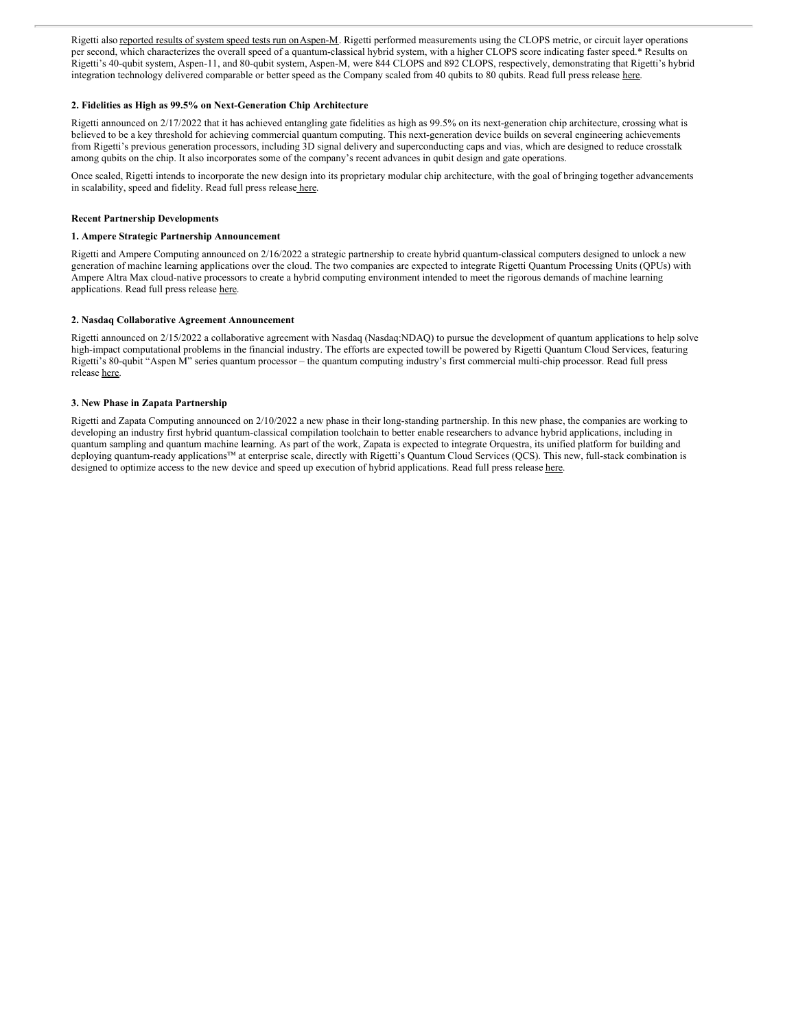Rigetti also reported results of system speed tests run on Aspen-M. Rigetti performed measurements using the CLOPS metric, or circuit layer operations per second, which characterizes the overall speed of a quantum-classical hybrid system, with a higher CLOPS score indicating faster speed.* Results on Rigetti's 40-qubit system, Aspen-11, and 80-qubit system, Aspen-M, were 844 CLOPS and 892 CLOPS, respectively, demonstrating that Rigetti's hybrid integration technology delivered comparable or better speed as the Company scaled from 40 qubits to 80 qubits. Read full press release here.

**2. Fidelities as High as 99.5% on Next-Generation Chip Architecture**

Rigetti announced on 2/17/2022 that it has achieved entangling gate fidelities as high as 99.5% on its next-generation chip architecture, crossing what is believed to be a key threshold for achieving commercial quantum computing. This next-generation device builds on several engineering achievements from Rigetti's previous generation processors, including 3D signal delivery and superconducting caps and vias, which are designed to reduce crosstalk among qubits on the chip. It also incorporates some of the company's recent advances in qubit design and gate operations.

Once scaled, Rigetti intends to incorporate the new design into its proprietary modular chip architecture, with the goal of bringing together advancements in scalability, speed and fidelity. Read full press release here.

**Recent Partnership Developments**

**1. Ampere Strategic Partnership Announcement**

Rigetti and Ampere Computing announced on 2/16/2022 a strategic partnership to create hybrid quantum-classical computers designed to unlock a new generation of machine learning applications over the cloud. The two companies are expected to integrate Rigetti Quantum Processing Units (QPUs) with Ampere Altra Max cloud-native processors to create a hybrid computing environment intended to meet the rigorous demands of machine learning applications. Read full press release here.

**2. Nasdaq Collaborative Agreement Announcement**

Rigetti announced on 2/15/2022 a collaborative agreement with Nasdaq (Nasdaq:NDAQ) to pursue the development of quantum applications to help solve high-impact computational problems in the financial industry. The efforts are expected towill be powered by Rigetti Quantum Cloud Services, featuring Rigetti's 80-qubit "Aspen M" series quantum processor – the quantum computing industry's first commercial multi-chip processor. Read full press release here.

**3. New Phase in Zapata Partnership**

Rigetti and Zapata Computing announced on 2/10/2022 a new phase in their long-standing partnership. In this new phase, the companies are working to developing an industry first hybrid quantum-classical compilation toolchain to better enable researchers to advance hybrid applications, including in quantum sampling and quantum machine learning. As part of the work, Zapata is expected to integrate Orquestra, its unified platform for building and deploying quantum-ready applications™ at enterprise scale, directly with Rigetti's Quantum Cloud Services (QCS). This new, full-stack combination is designed to optimize access to the new device and speed up execution of hybrid applications. Read full press release here.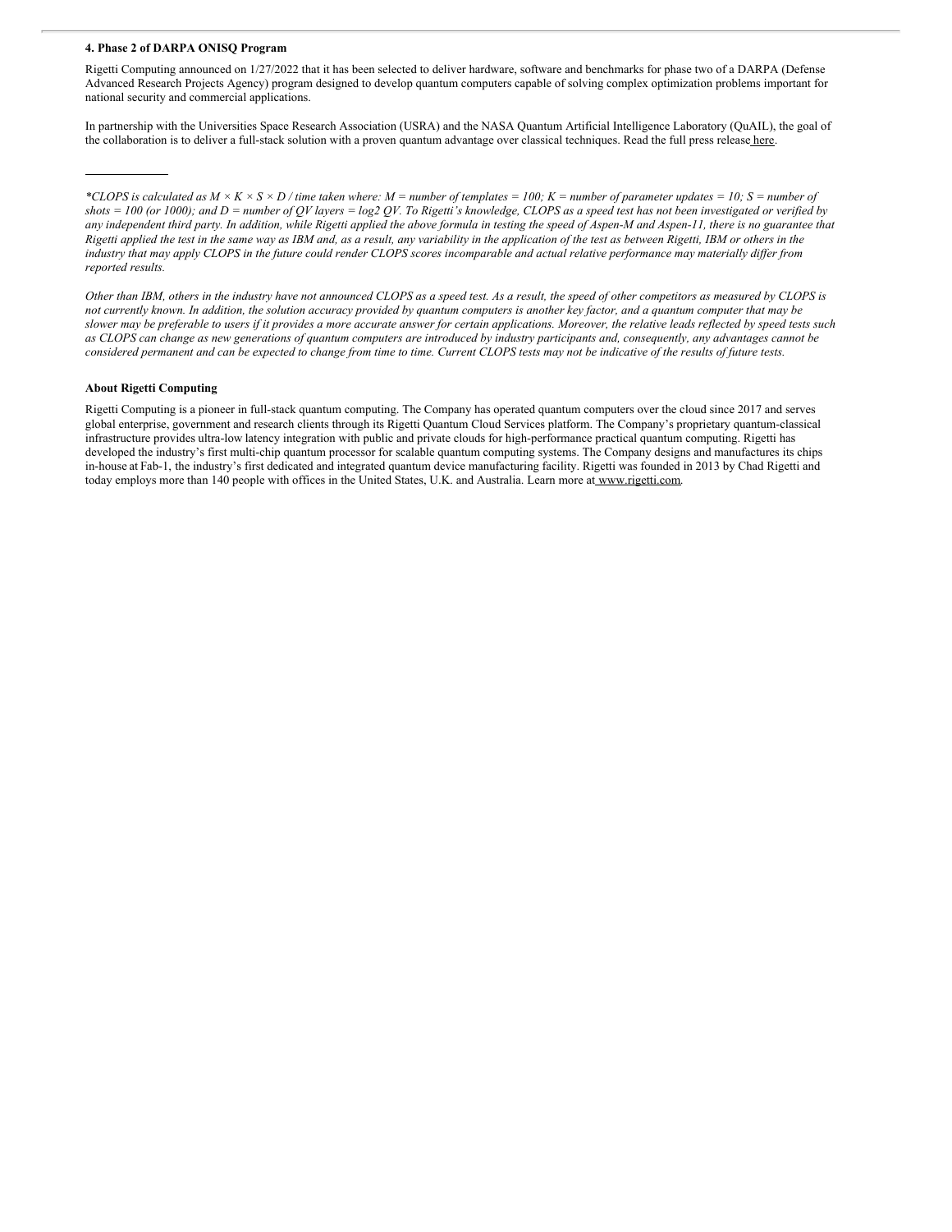**4. Phase 2 of DARPA ONISQ Program**

Rigetti Computing announced on 1/27/2022 that it has been selected to deliver hardware, software and benchmarks for phase two of a DARPA (Defense Advanced Research Projects Agency) program designed to develop quantum computers capable of solving complex optimization problems important for national security and commercial applications.

In partnership with the Universities Space Research Association (USRA) and the NASA Quantum Artificial Intelligence Laboratory (QuAIL), the goal of the collaboration is to deliver a full-stack solution with a proven quantum advantage over classical techniques. Read the full press release here.

---

*\*CLOPS is calculated as $M \times K \times S \times D$ / time taken where: M = number of templates = 100; K = number of parameter updates = 10; S = number of shots = 100 (or 1000); and D = number of QV layers = $\log_2 QV$. To Rigetti's knowledge, CLOPS as a speed test has not been investigated or verified by any independent third party. In addition, while Rigetti applied the above formula in testing the speed of Aspen-M and Aspen-11, there is no guarantee that Rigetti applied the test in the same way as IBM and, as a result, any variability in the application of the test as between Rigetti, IBM or others in the industry that may apply CLOPS in the future could render CLOPS scores incomparable and actual relative performance may materially differ from reported results.*

*Other than IBM, others in the industry have not announced CLOPS as a speed test. As a result, the speed of other competitors as measured by CLOPS is not currently known. In addition, the solution accuracy provided by quantum computers is another key factor, and a quantum computer that may be slower may be preferable to users if it provides a more accurate answer for certain applications. Moreover, the relative leads reflected by speed tests such as CLOPS can change as new generations of quantum computers are introduced by industry participants and, consequently, any advantages cannot be considered permanent and can be expected to change from time to time. Current CLOPS tests may not be indicative of the results of future tests.*

**About Rigetti Computing**

Rigetti Computing is a pioneer in full-stack quantum computing. The Company has operated quantum computers over the cloud since 2017 and serves global enterprise, government and research clients through its Rigetti Quantum Cloud Services platform. The Company's proprietary quantum-classical infrastructure provides ultra-low latency integration with public and private clouds for high-performance practical quantum computing. Rigetti has developed the industry's first multi-chip quantum processor for scalable quantum computing systems. The Company designs and manufactures its chips in-house at Fab-1, the industry's first dedicated and integrated quantum device manufacturing facility. Rigetti was founded in 2013 by Chad Rigetti and today employs more than 140 people with offices in the United States, U.K. and Australia. Learn more at www.rigetti.com.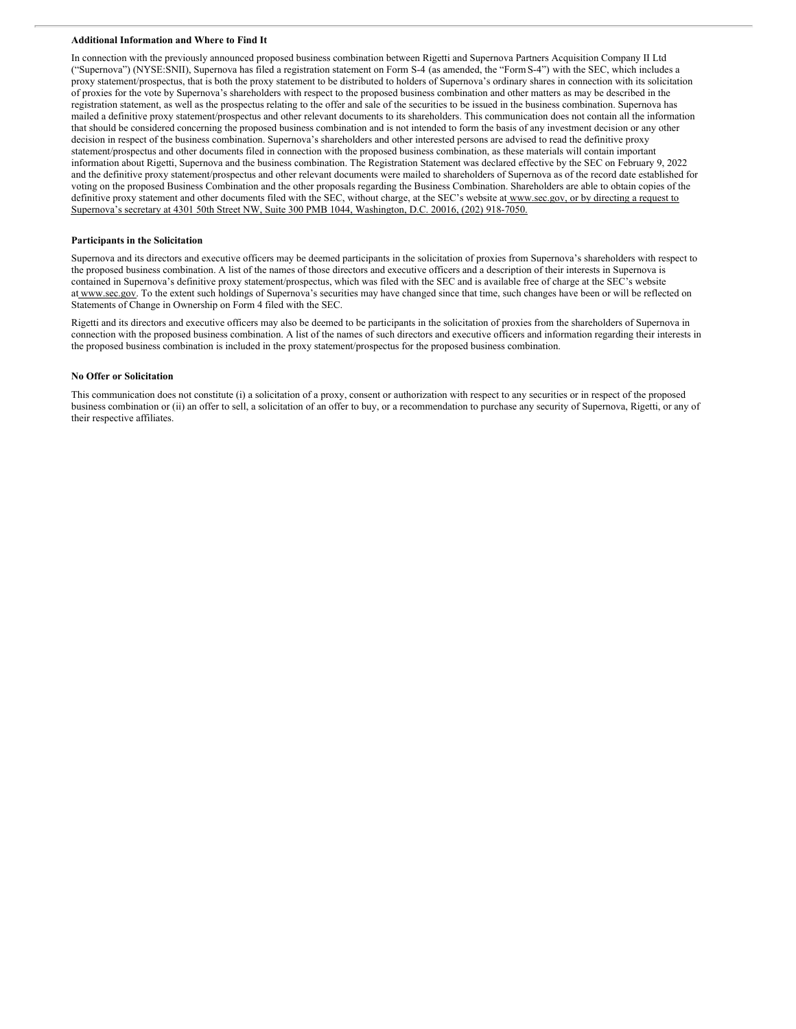**Additional Information and Where to Find It**

In connection with the previously announced proposed business combination between Rigetti and Supernova Partners Acquisition Company II Ltd ("Supernova") (NYSE:SNII), Supernova has filed a registration statement on Form S-4 (as amended, the "Form S-4") with the SEC, which includes a proxy statement/prospectus, that is both the proxy statement to be distributed to holders of Supernova's ordinary shares in connection with its solicitation of proxies for the vote by Supernova's shareholders with respect to the proposed business combination and other matters as may be described in the registration statement, as well as the prospectus relating to the offer and sale of the securities to be issued in the business combination. Supernova has mailed a definitive proxy statement/prospectus and other relevant documents to its shareholders. This communication does not contain all the information that should be considered concerning the proposed business combination and is not intended to form the basis of any investment decision or any other decision in respect of the business combination. Supernova's shareholders and other interested persons are advised to read the definitive proxy statement/prospectus and other documents filed in connection with the proposed business combination, as these materials will contain important information about Rigetti, Supernova and the business combination. The Registration Statement was declared effective by the SEC on February 9, 2022 and the definitive proxy statement/prospectus and other relevant documents were mailed to shareholders of Supernova as of the record date established for voting on the proposed Business Combination and the other proposals regarding the Business Combination. Shareholders are able to obtain copies of the definitive proxy statement and other documents filed with the SEC, without charge, at the SEC's website at www.sec.gov, or by directing a request to Supernova's secretary at 4301 50th Street NW, Suite 300 PMB 1044, Washington, D.C. 20016, (202) 918-7050.

**Participants in the Solicitation**

Supernova and its directors and executive officers may be deemed participants in the solicitation of proxies from Supernova's shareholders with respect to the proposed business combination. A list of the names of those directors and executive officers and a description of their interests in Supernova is contained in Supernova's definitive proxy statement/prospectus, which was filed with the SEC and is available free of charge at the SEC's website at www.sec.gov. To the extent such holdings of Supernova's securities may have changed since that time, such changes have been or will be reflected on Statements of Change in Ownership on Form 4 filed with the SEC.

Rigetti and its directors and executive officers may also be deemed to be participants in the solicitation of proxies from the shareholders of Supernova in connection with the proposed business combination. A list of the names of such directors and executive officers and information regarding their interests in the proposed business combination is included in the proxy statement/prospectus for the proposed business combination.

**No Offer or Solicitation**

This communication does not constitute (i) a solicitation of a proxy, consent or authorization with respect to any securities or in respect of the proposed business combination or (ii) an offer to sell, a solicitation of an offer to buy, or a recommendation to purchase any security of Supernova, Rigetti, or any of their respective affiliates.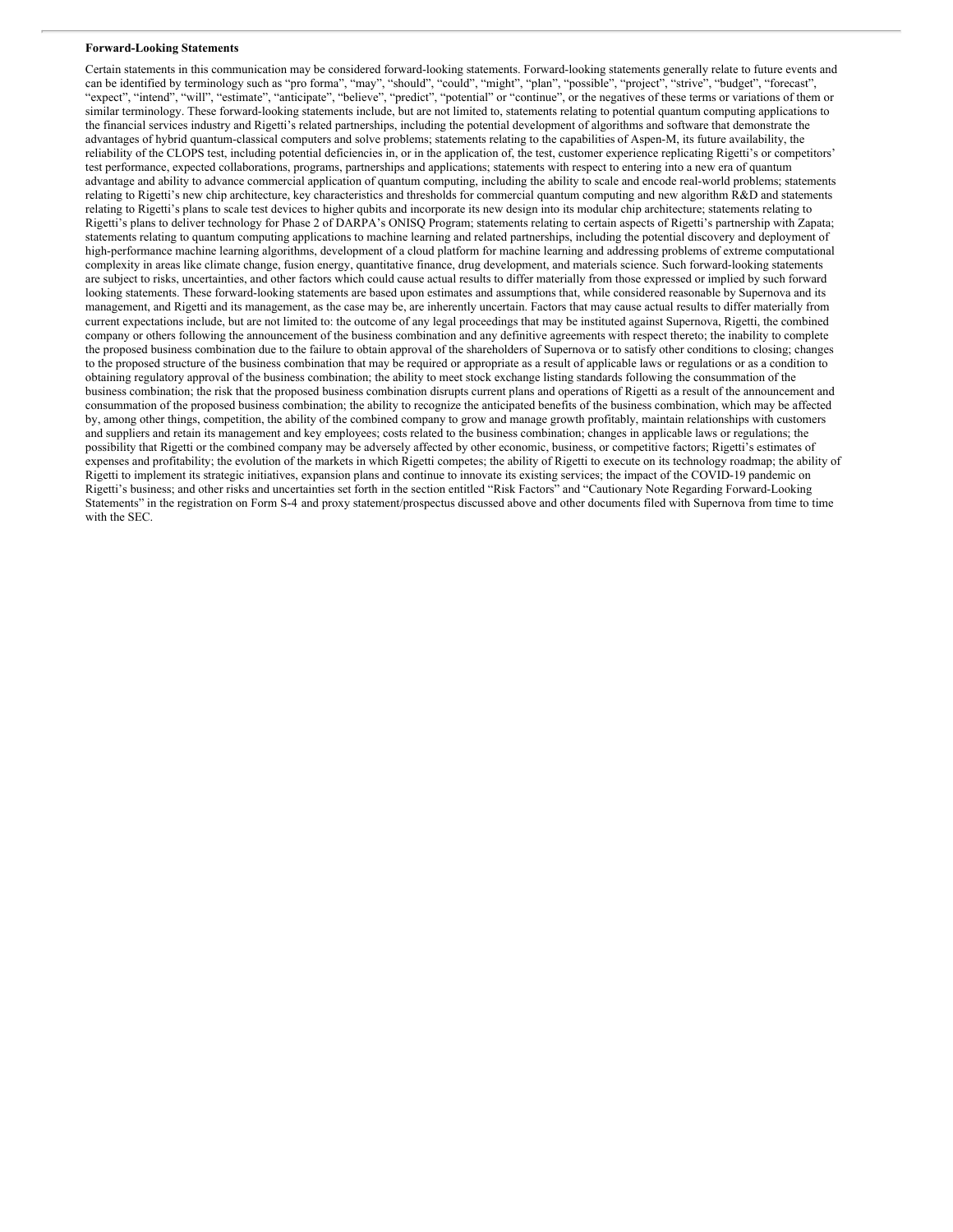**Forward-Looking Statements**

Certain statements in this communication may be considered forward-looking statements. Forward-looking statements generally relate to future events and can be identified by terminology such as "pro forma", "may", "should", "could", "might", "plan", "possible", "project", "strive", "budget", "forecast", "expect", "intend", "will", "estimate", "anticipate", "believe", "predict", "potential" or "continue", or the negatives of these terms or variations of them or similar terminology. These forward-looking statements include, but are not limited to, statements relating to potential quantum computing applications to the financial services industry and Rigetti's related partnerships, including the potential development of algorithms and software that demonstrate the advantages of hybrid quantum-classical computers and solve problems; statements relating to the capabilities of Aspen-M, its future availability, the reliability of the CLOPS test, including potential deficiencies in, or in the application of, the test, customer experience replicating Rigetti's or competitors' test performance, expected collaborations, programs, partnerships and applications; statements with respect to entering into a new era of quantum advantage and ability to advance commercial application of quantum computing, including the ability to scale and encode real-world problems; statements relating to Rigetti's new chip architecture, key characteristics and thresholds for commercial quantum computing and new algorithm R&D and statements relating to Rigetti's plans to scale test devices to higher qubits and incorporate its new design into its modular chip architecture; statements relating to Rigetti's plans to deliver technology for Phase 2 of DARPA's ONISQ Program; statements relating to certain aspects of Rigetti's partnership with Zapata; statements relating to quantum computing applications to machine learning and related partnerships, including the potential discovery and deployment of high-performance machine learning algorithms, development of a cloud platform for machine learning and addressing problems of extreme computational complexity in areas like climate change, fusion energy, quantitative finance, drug development, and materials science. Such forward-looking statements are subject to risks, uncertainties, and other factors which could cause actual results to differ materially from those expressed or implied by such forward looking statements. These forward-looking statements are based upon estimates and assumptions that, while considered reasonable by Supernova and its management, and Rigetti and its management, as the case may be, are inherently uncertain. Factors that may cause actual results to differ materially from current expectations include, but are not limited to: the outcome of any legal proceedings that may be instituted against Supernova, Rigetti, the combined company or others following the announcement of the business combination and any definitive agreements with respect thereto; the inability to complete the proposed business combination due to the failure to obtain approval of the shareholders of Supernova or to satisfy other conditions to closing; changes to the proposed structure of the business combination that may be required or appropriate as a result of applicable laws or regulations or as a condition to obtaining regulatory approval of the business combination; the ability to meet stock exchange listing standards following the consummation of the business combination; the risk that the proposed business combination disrupts current plans and operations of Rigetti as a result of the announcement and consummation of the proposed business combination; the ability to recognize the anticipated benefits of the business combination, which may be affected by, among other things, competition, the ability of the combined company to grow and manage growth profitably, maintain relationships with customers and suppliers and retain its management and key employees; costs related to the business combination; changes in applicable laws or regulations; the possibility that Rigetti or the combined company may be adversely affected by other economic, business, or competitive factors; Rigetti's estimates of expenses and profitability; the evolution of the markets in which Rigetti competes; the ability of Rigetti to execute on its technology roadmap; the ability of Rigetti to implement its strategic initiatives, expansion plans and continue to innovate its existing services; the impact of the COVID-19 pandemic on Rigetti's business; and other risks and uncertainties set forth in the section entitled "Risk Factors" and "Cautionary Note Regarding Forward-Looking Statements" in the registration on Form S-4 and proxy statement/prospectus discussed above and other documents filed with Supernova from time to time with the SEC.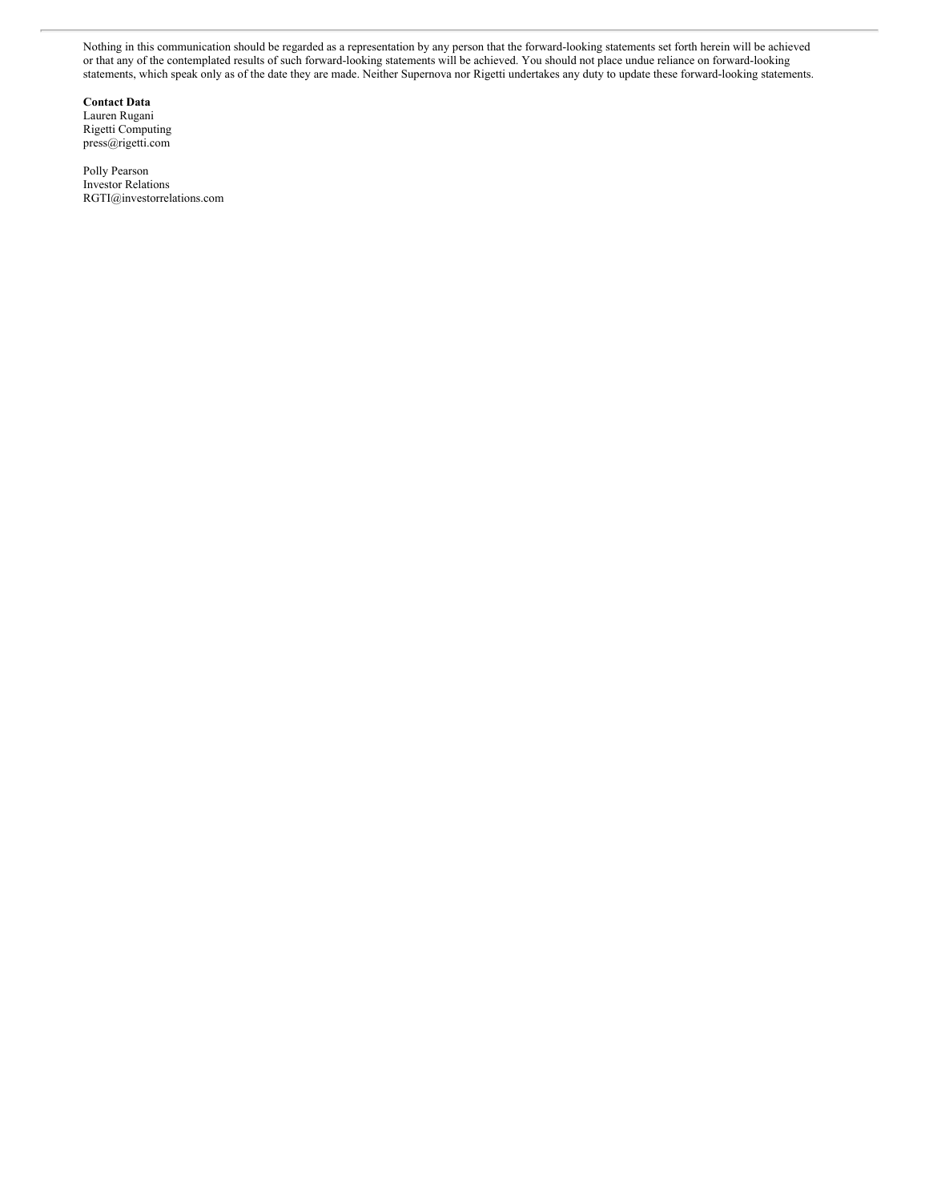Nothing in this communication should be regarded as a representation by any person that the forward-looking statements set forth herein will be achieved or that any of the contemplated results of such forward-looking statements will be achieved. You should not place undue reliance on forward-looking statements, which speak only as of the date they are made. Neither Supernova nor Rigetti undertakes any duty to update these forward-looking statements.

**Contact Data**
Lauren Rugani
Rigetti Computing
press@rigetti.com

Polly Pearson
Investor Relations
RGTI@investorrelations.com